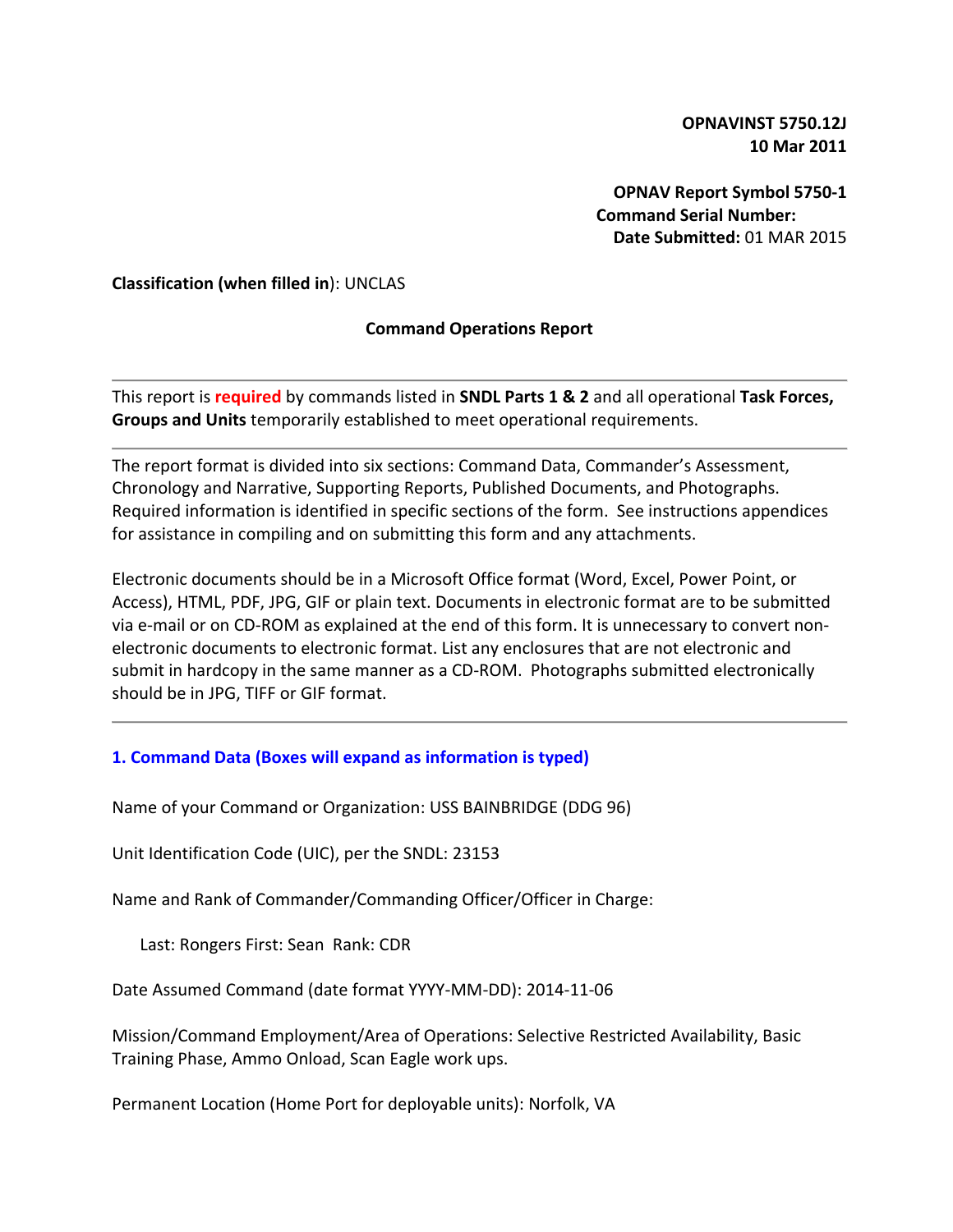**OPNAVINST 5750.12J**
**10 Mar 2011**

**OPNAV Report Symbol 5750-1**
**Command Serial Number:**
**Date Submitted:** 01 MAR 2015

**Classification (when filled in**): UNCLAS

**Command Operations Report**

---

This report is **required** by commands listed in **SNDL Parts 1 & 2** and all operational **Task Forces, Groups and Units** temporarily established to meet operational requirements.

---

The report format is divided into six sections: Command Data, Commander's Assessment, Chronology and Narrative, Supporting Reports, Published Documents, and Photographs. Required information is identified in specific sections of the form. See instructions appendices for assistance in compiling and on submitting this form and any attachments.

Electronic documents should be in a Microsoft Office format (Word, Excel, Power Point, or Access), HTML, PDF, JPG, GIF or plain text. Documents in electronic format are to be submitted via e-mail or on CD-ROM as explained at the end of this form. It is unnecessary to convert non-electronic documents to electronic format. List any enclosures that are not electronic and submit in hardcopy in the same manner as a CD-ROM. Photographs submitted electronically should be in JPG, TIFF or GIF format.

---

## 1. Command Data (Boxes will expand as information is typed)

Name of your Command or Organization: USS BAINBRIDGE (DDG 96)

Unit Identification Code (UIC), per the SNDL: 23153

Name and Rank of Commander/Commanding Officer/Officer in Charge:

Last: Rongers First: Sean Rank: CDR

Date Assumed Command (date format YYYY-MM-DD): 2014-11-06

Mission/Command Employment/Area of Operations: Selective Restricted Availability, Basic Training Phase, Ammo Onload, Scan Eagle work ups.

Permanent Location (Home Port for deployable units): Norfolk, VA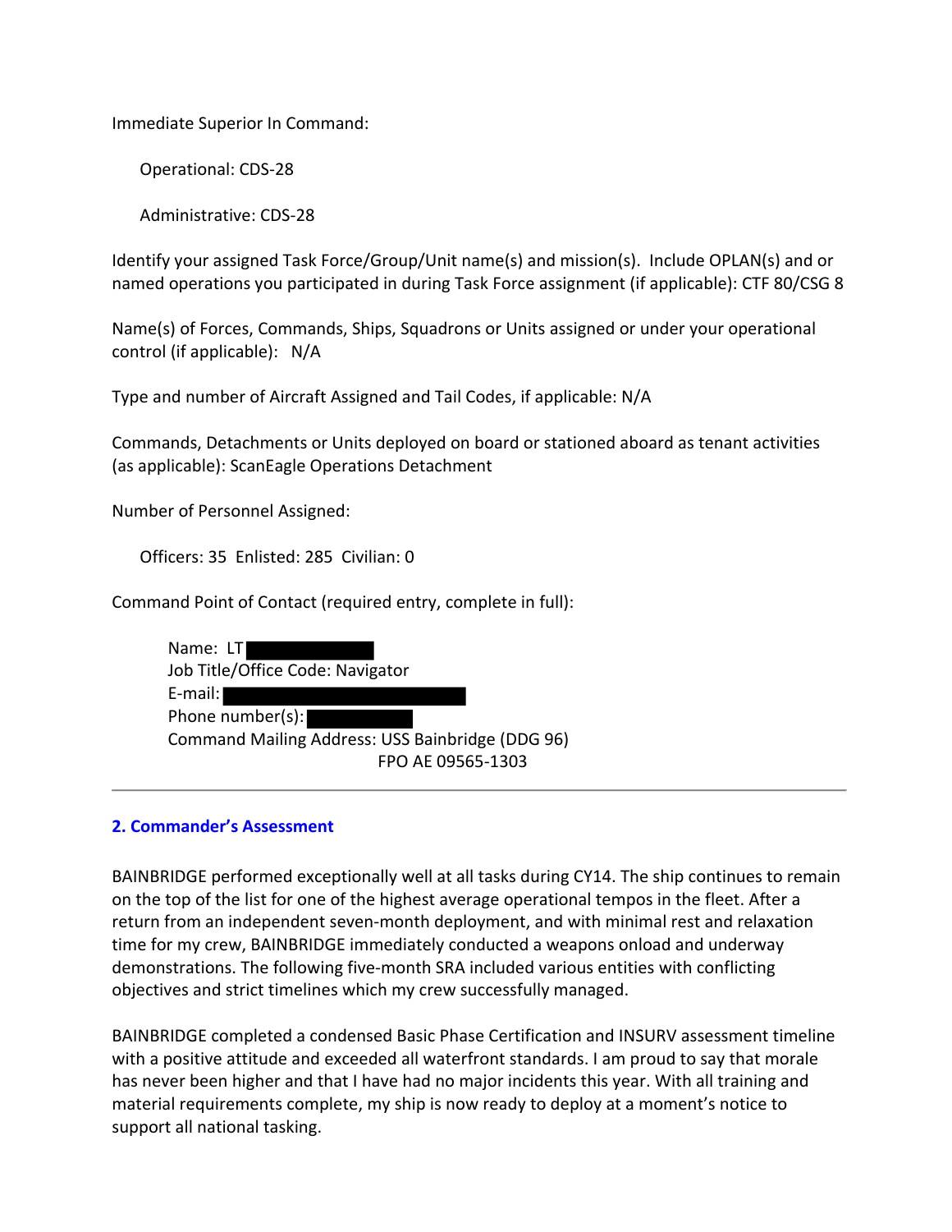Immediate Superior In Command:

Operational: CDS-28

Administrative: CDS-28

Identify your assigned Task Force/Group/Unit name(s) and mission(s). Include OPLAN(s) and or named operations you participated in during Task Force assignment (if applicable): CTF 80/CSG 8

Name(s) of Forces, Commands, Ships, Squadrons or Units assigned or under your operational control (if applicable): N/A

Type and number of Aircraft Assigned and Tail Codes, if applicable: N/A

Commands, Detachments or Units deployed on board or stationed aboard as tenant activities (as applicable): ScanEagle Operations Detachment

Number of Personnel Assigned:

Officers: 35 Enlisted: 285 Civilian: 0

Command Point of Contact (required entry, complete in full):

Name: LT [REDACTED]
Job Title/Office Code: Navigator
E-mail: [REDACTED]
Phone number(s): [REDACTED]
Command Mailing Address: USS Bainbridge (DDG 96)
FPO AE 09565-1303

---

## 2. Commander's Assessment

BAINBRIDGE performed exceptionally well at all tasks during CY14. The ship continues to remain on the top of the list for one of the highest average operational tempos in the fleet. After a return from an independent seven-month deployment, and with minimal rest and relaxation time for my crew, BAINBRIDGE immediately conducted a weapons onload and underway demonstrations. The following five-month SRA included various entities with conflicting objectives and strict timelines which my crew successfully managed.

BAINBRIDGE completed a condensed Basic Phase Certification and INSURV assessment timeline with a positive attitude and exceeded all waterfront standards. I am proud to say that morale has never been higher and that I have had no major incidents this year. With all training and material requirements complete, my ship is now ready to deploy at a moment's notice to support all national tasking.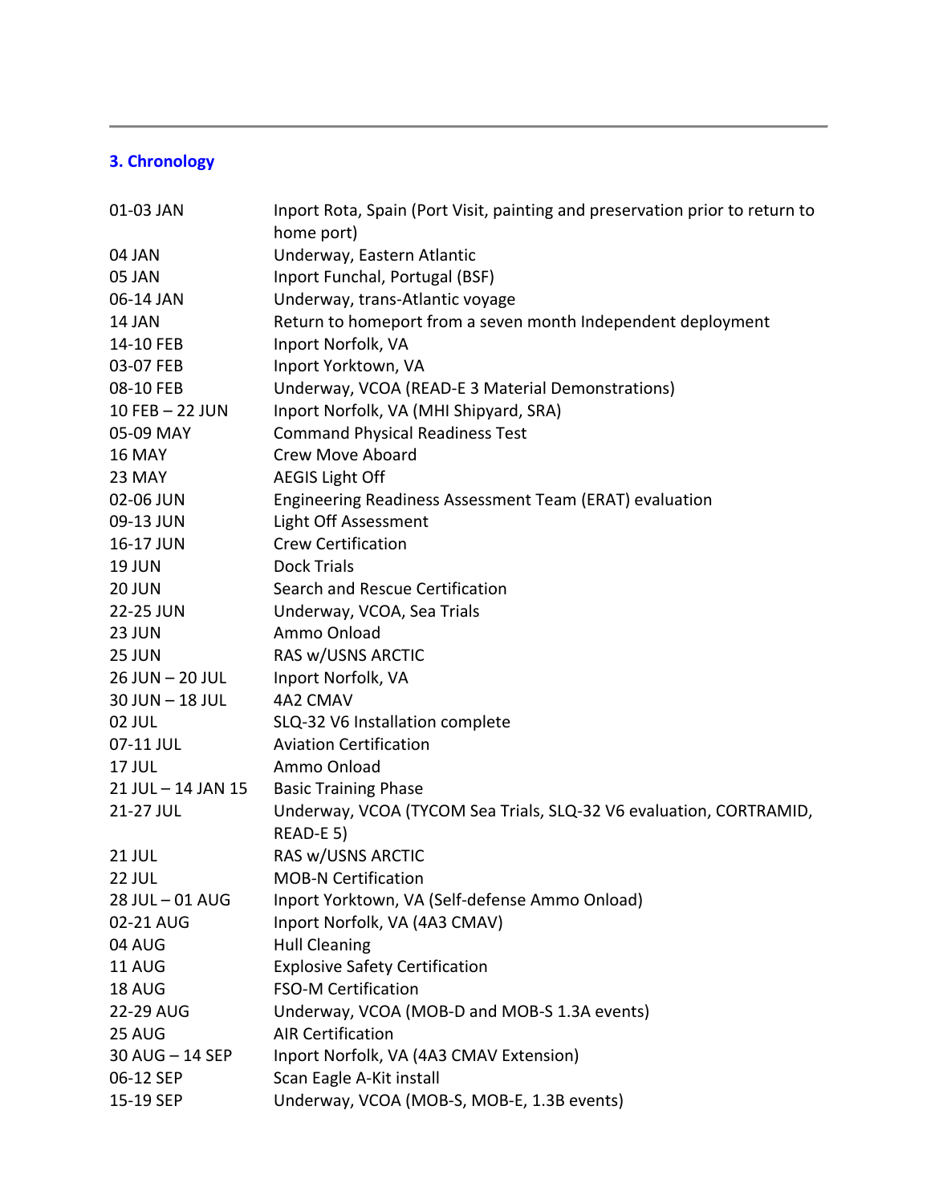## 3. Chronology

| | |
|---|---|
| 01-03 JAN | Inport Rota, Spain (Port Visit, painting and preservation prior to return to home port) |
| 04 JAN | Underway, Eastern Atlantic |
| 05 JAN | Inport Funchal, Portugal (BSF) |
| 06-14 JAN | Underway, trans-Atlantic voyage |
| 14 JAN | Return to homeport from a seven month Independent deployment |
| 14-10 FEB | Inport Norfolk, VA |
| 03-07 FEB | Inport Yorktown, VA |
| 08-10 FEB | Underway, VCOA (READ-E 3 Material Demonstrations) |
| 10 FEB – 22 JUN | Inport Norfolk, VA (MHI Shipyard, SRA) |
| 05-09 MAY | Command Physical Readiness Test |
| 16 MAY | Crew Move Aboard |
| 23 MAY | AEGIS Light Off |
| 02-06 JUN | Engineering Readiness Assessment Team (ERAT) evaluation |
| 09-13 JUN | Light Off Assessment |
| 16-17 JUN | Crew Certification |
| 19 JUN | Dock Trials |
| 20 JUN | Search and Rescue Certification |
| 22-25 JUN | Underway, VCOA, Sea Trials |
| 23 JUN | Ammo Onload |
| 25 JUN | RAS w/USNS ARCTIC |
| 26 JUN – 20 JUL | Inport Norfolk, VA |
| 30 JUN – 18 JUL | 4A2 CMAV |
| 02 JUL | SLQ-32 V6 Installation complete |
| 07-11 JUL | Aviation Certification |
| 17 JUL | Ammo Onload |
| 21 JUL – 14 JAN 15 | Basic Training Phase |
| 21-27 JUL | Underway, VCOA (TYCOM Sea Trials, SLQ-32 V6 evaluation, CORTRAMID, READ-E 5) |
| 21 JUL | RAS w/USNS ARCTIC |
| 22 JUL | MOB-N Certification |
| 28 JUL – 01 AUG | Inport Yorktown, VA (Self-defense Ammo Onload) |
| 02-21 AUG | Inport Norfolk, VA (4A3 CMAV) |
| 04 AUG | Hull Cleaning |
| 11 AUG | Explosive Safety Certification |
| 18 AUG | FSO-M Certification |
| 22-29 AUG | Underway, VCOA (MOB-D and MOB-S 1.3A events) |
| 25 AUG | AIR Certification |
| 30 AUG – 14 SEP | Inport Norfolk, VA (4A3 CMAV Extension) |
| 06-12 SEP | Scan Eagle A-Kit install |
| 15-19 SEP | Underway, VCOA (MOB-S, MOB-E, 1.3B events) |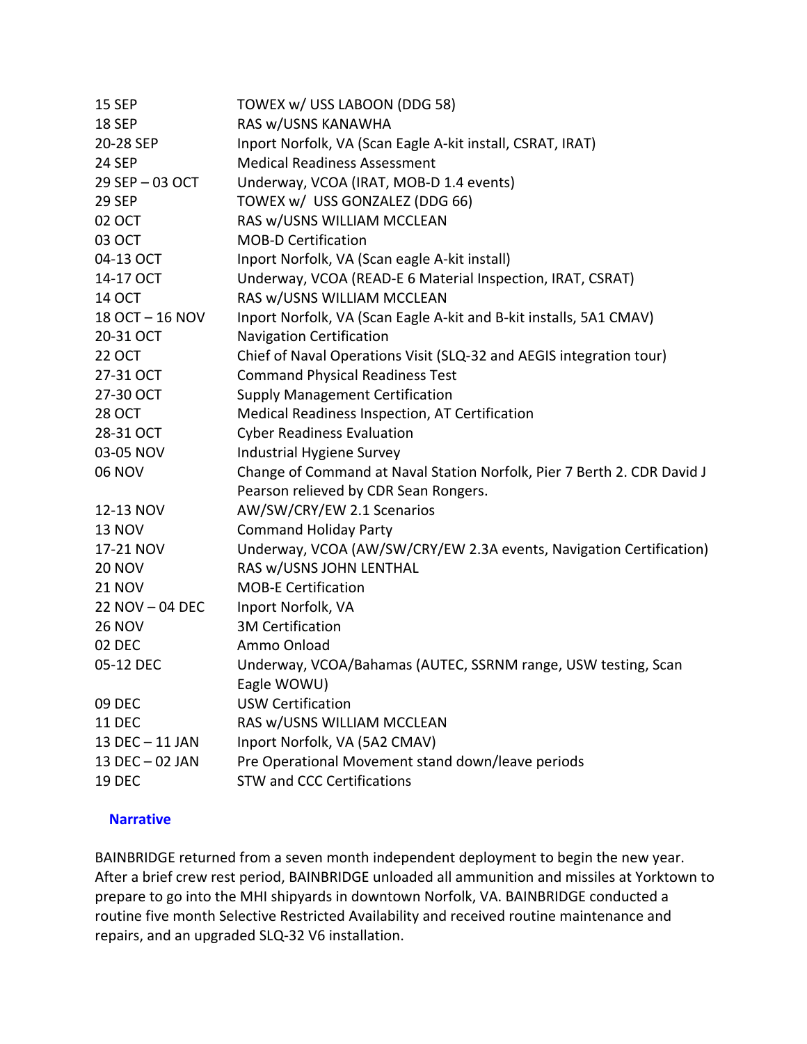| | |
|---|---|
| 15 SEP | TOWEX w/ USS LABOON (DDG 58) |
| 18 SEP | RAS w/USNS KANAWHA |
| 20-28 SEP | Inport Norfolk, VA (Scan Eagle A-kit install, CSRAT, IRAT) |
| 24 SEP | Medical Readiness Assessment |
| 29 SEP – 03 OCT | Underway, VCOA (IRAT, MOB-D 1.4 events) |
| 29 SEP | TOWEX w/ USS GONZALEZ (DDG 66) |
| 02 OCT | RAS w/USNS WILLIAM MCCLEAN |
| 03 OCT | MOB-D Certification |
| 04-13 OCT | Inport Norfolk, VA (Scan eagle A-kit install) |
| 14-17 OCT | Underway, VCOA (READ-E 6 Material Inspection, IRAT, CSRAT) |
| 14 OCT | RAS w/USNS WILLIAM MCCLEAN |
| 18 OCT – 16 NOV | Inport Norfolk, VA (Scan Eagle A-kit and B-kit installs, 5A1 CMAV) |
| 20-31 OCT | Navigation Certification |
| 22 OCT | Chief of Naval Operations Visit (SLQ-32 and AEGIS integration tour) |
| 27-31 OCT | Command Physical Readiness Test |
| 27-30 OCT | Supply Management Certification |
| 28 OCT | Medical Readiness Inspection, AT Certification |
| 28-31 OCT | Cyber Readiness Evaluation |
| 03-05 NOV | Industrial Hygiene Survey |
| 06 NOV | Change of Command at Naval Station Norfolk, Pier 7 Berth 2. CDR David J Pearson relieved by CDR Sean Rongers. |
| 12-13 NOV | AW/SW/CRY/EW 2.1 Scenarios |
| 13 NOV | Command Holiday Party |
| 17-21 NOV | Underway, VCOA (AW/SW/CRY/EW 2.3A events, Navigation Certification) |
| 20 NOV | RAS w/USNS JOHN LENTHAL |
| 21 NOV | MOB-E Certification |
| 22 NOV – 04 DEC | Inport Norfolk, VA |
| 26 NOV | 3M Certification |
| 02 DEC | Ammo Onload |
| 05-12 DEC | Underway, VCOA/Bahamas (AUTEC, SSRNM range, USW testing, Scan Eagle WOWU) |
| 09 DEC | USW Certification |
| 11 DEC | RAS w/USNS WILLIAM MCCLEAN |
| 13 DEC – 11 JAN | Inport Norfolk, VA (5A2 CMAV) |
| 13 DEC – 02 JAN | Pre Operational Movement stand down/leave periods |
| 19 DEC | STW and CCC Certifications |

## Narrative

BAINBRIDGE returned from a seven month independent deployment to begin the new year. After a brief crew rest period, BAINBRIDGE unloaded all ammunition and missiles at Yorktown to prepare to go into the MHI shipyards in downtown Norfolk, VA. BAINBRIDGE conducted a routine five month Selective Restricted Availability and received routine maintenance and repairs, and an upgraded SLQ-32 V6 installation.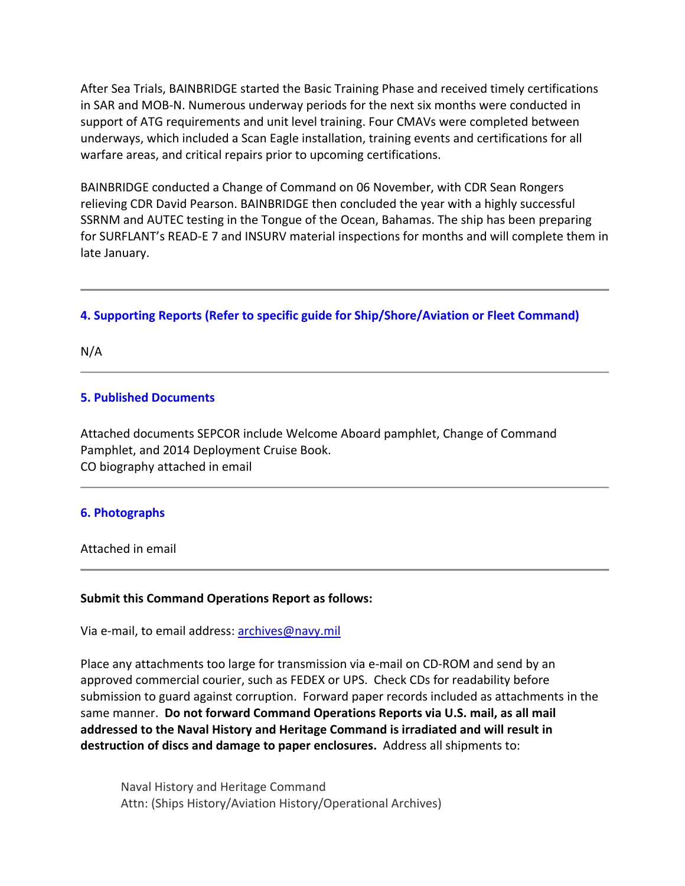After Sea Trials, BAINBRIDGE started the Basic Training Phase and received timely certifications in SAR and MOB-N. Numerous underway periods for the next six months were conducted in support of ATG requirements and unit level training. Four CMAVs were completed between underways, which included a Scan Eagle installation, training events and certifications for all warfare areas, and critical repairs prior to upcoming certifications.

BAINBRIDGE conducted a Change of Command on 06 November, with CDR Sean Rongers relieving CDR David Pearson. BAINBRIDGE then concluded the year with a highly successful SSRNM and AUTEC testing in the Tongue of the Ocean, Bahamas. The ship has been preparing for SURFLANT's READ-E 7 and INSURV material inspections for months and will complete them in late January.

---

## 4. Supporting Reports (Refer to specific guide for Ship/Shore/Aviation or Fleet Command)

N/A

---

## 5. Published Documents

Attached documents SEPCOR include Welcome Aboard pamphlet, Change of Command Pamphlet, and 2014 Deployment Cruise Book.
CO biography attached in email

---

## 6. Photographs

Attached in email

---

**Submit this Command Operations Report as follows:**

Via e-mail, to email address: archives@navy.mil

Place any attachments too large for transmission via e-mail on CD-ROM and send by an approved commercial courier, such as FEDEX or UPS. Check CDs for readability before submission to guard against corruption. Forward paper records included as attachments in the same manner. **Do not forward Command Operations Reports via U.S. mail, as all mail addressed to the Naval History and Heritage Command is irradiated and will result in destruction of discs and damage to paper enclosures.** Address all shipments to:

> Naval History and Heritage Command
> Attn: (Ships History/Aviation History/Operational Archives)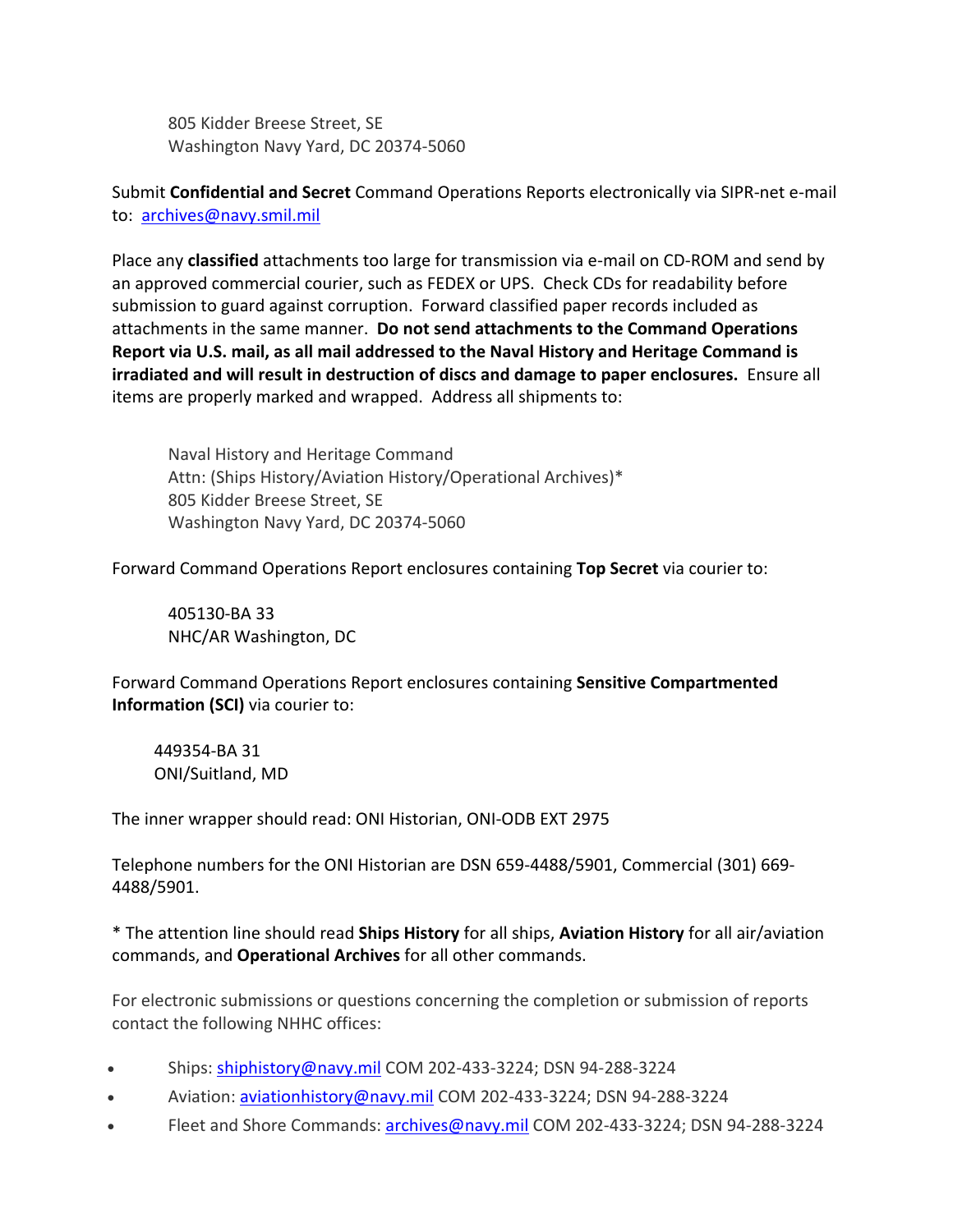805 Kidder Breese Street, SE
Washington Navy Yard, DC 20374-5060

Submit **Confidential and Secret** Command Operations Reports electronically via SIPR-net e-mail to: archives@navy.smil.mil

Place any **classified** attachments too large for transmission via e-mail on CD-ROM and send by an approved commercial courier, such as FEDEX or UPS. Check CDs for readability before submission to guard against corruption. Forward classified paper records included as attachments in the same manner. **Do not send attachments to the Command Operations Report via U.S. mail, as all mail addressed to the Naval History and Heritage Command is irradiated and will result in destruction of discs and damage to paper enclosures.** Ensure all items are properly marked and wrapped. Address all shipments to:

Naval History and Heritage Command
Attn: (Ships History/Aviation History/Operational Archives)*
805 Kidder Breese Street, SE
Washington Navy Yard, DC 20374-5060

Forward Command Operations Report enclosures containing **Top Secret** via courier to:

405130-BA 33
NHC/AR Washington, DC

Forward Command Operations Report enclosures containing **Sensitive Compartmented Information (SCI)** via courier to:

449354-BA 31
ONI/Suitland, MD

The inner wrapper should read: ONI Historian, ONI-ODB EXT 2975

Telephone numbers for the ONI Historian are DSN 659-4488/5901, Commercial (301) 669-4488/5901.

* The attention line should read **Ships History** for all ships, **Aviation History** for all air/aviation commands, and **Operational Archives** for all other commands.

For electronic submissions or questions concerning the completion or submission of reports contact the following NHHC offices:

- Ships: shiphistory@navy.mil COM 202-433-3224; DSN 94-288-3224
- Aviation: aviationhistory@navy.mil COM 202-433-3224; DSN 94-288-3224
- Fleet and Shore Commands: archives@navy.mil COM 202-433-3224; DSN 94-288-3224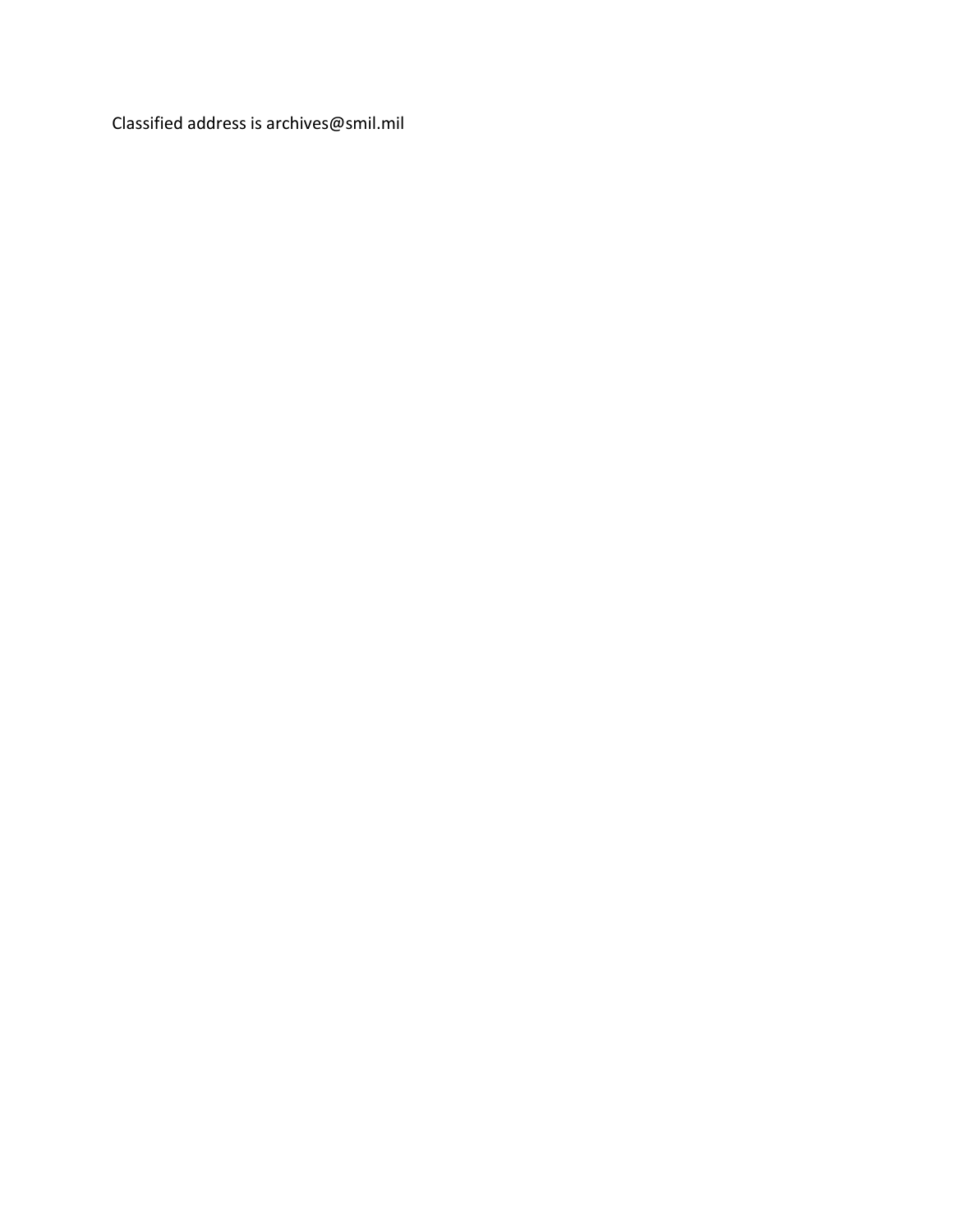Classified address is archives@smil.mil